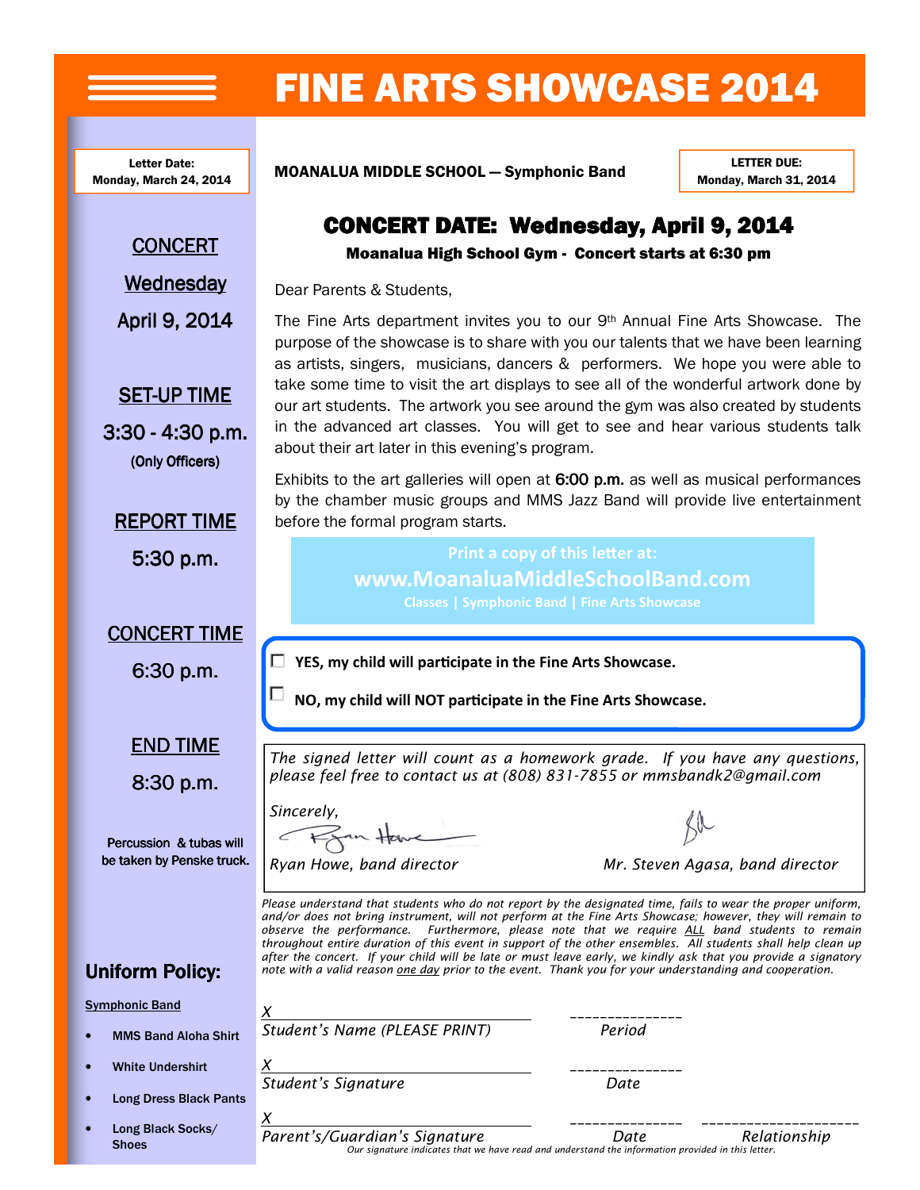# FINE ARTS SHOWCASE 2014

**Letter Date:**
**Monday, March 24, 2014**

**MOANALUA MIDDLE SCHOOL — Symphonic Band**

**LETTER DUE:**
**Monday, March 31, 2014**

## CONCERT DATE: Wednesday, April 9, 2014

**Moanalua High School Gym - Concert starts at 6:30 pm**

Dear Parents & Students,

The Fine Arts department invites you to our 9th Annual Fine Arts Showcase. The purpose of the showcase is to share with you our talents that we have been learning as artists, singers, musicians, dancers & performers. We hope you were able to take some time to visit the art displays to see all of the wonderful artwork done by our art students. The artwork you see around the gym was also created by students in the advanced art classes. You will get to see and hear various students talk about their art later in this evening's program.

Exhibits to the art galleries will open at 6:00 p.m. as well as musical performances by the chamber music groups and MMS Jazz Band will provide live entertainment before the formal program starts.

**Print a copy of this letter at:**
**www.MoanaluaMiddleSchoolBand.com**
**Classes | Symphonic Band | Fine Arts Showcase**

☐ **YES, my child will participate in the Fine Arts Showcase.**

☐ **NO, my child will NOT participate in the Fine Arts Showcase.**

*The signed letter will count as a homework grade. If you have any questions, please feel free to contact us at (808) 831-7855 or mmsbandk2@gmail.com*

*Sincerely,*

*Ryan Howe, band director*

*Mr. Steven Agasa, band director*

*Please understand that students who do not report by the designated time, fails to wear the proper uniform, and/or does not bring instrument, will not perform at the Fine Arts Showcase; however, they will remain to observe the performance. Furthermore, please note that we require ALL band students to remain throughout entire duration of this event in support of the other ensembles. All students shall help clean up after the concert. If your child will be late or must leave early, we kindly ask that you provide a signatory note with a valid reason one day prior to the event. Thank you for your understanding and cooperation.*

X ______________________________ ______________
*Student's Name (PLEASE PRINT)* *Period*

X ______________________________ ______________
*Student's Signature* *Date*

X ______________________________ ______________ ____________________
*Parent's/Guardian's Signature* *Date* *Relationship*

*Our signature indicates that we have read and understand the information provided in this letter.*

---

CONCERT
Wednesday
April 9, 2014

SET-UP TIME
3:30 - 4:30 p.m.
(Only Officers)

REPORT TIME
5:30 p.m.

CONCERT TIME
6:30 p.m.

END TIME
8:30 p.m.

Percussion & tubas will be taken by Penske truck.

**Uniform Policy:**

Symphonic Band

- MMS Band Aloha Shirt
- White Undershirt
- Long Dress Black Pants
- Long Black Socks/ Shoes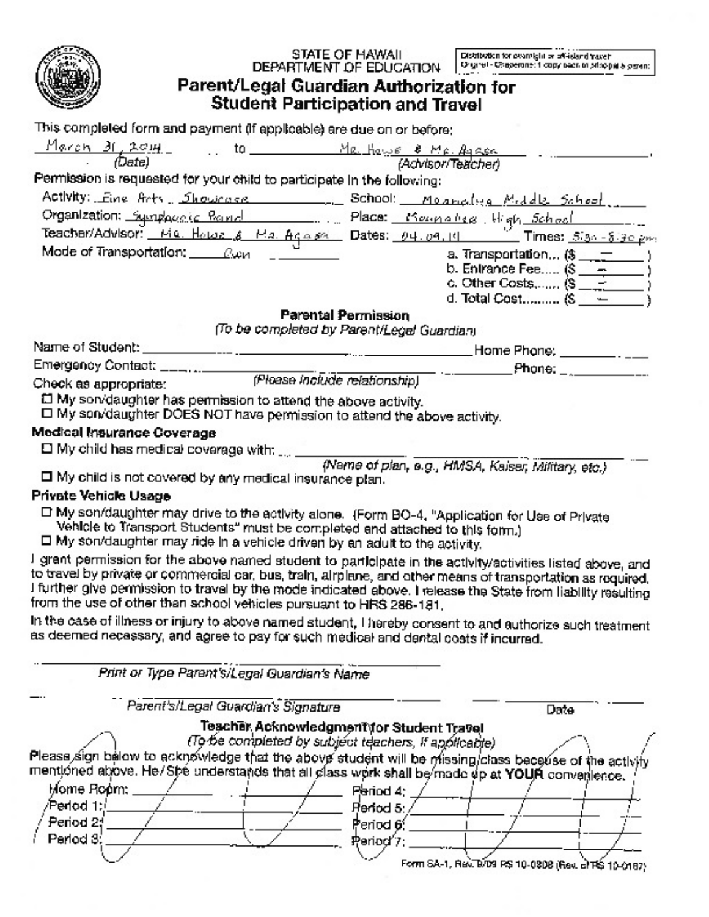STATE OF HAWAII
DEPARTMENT OF EDUCATION

Distribution for overnight or off-island travel:
Original - Chaperone; 1 copy each to principal & parent

# Parent/Legal Guardian Authorization for Student Participation and Travel

This completed form and payment (if applicable) are due on or before:

March 31, 2014 to Ms. Howe & Ms. Agasa
(Date) (Advisor/Teacher)

Permission is requested for your child to participate in the following:

Activity: Fine Arts Showcase School: Moanalua Middle School
Organization: Symphonic Band Place: Moanalua High School
Teacher/Advisor: Ms. Howe & Ms. Agasa Dates: 04.09.14 Times: 5:30-8:30 pm
Mode of Transportation: Own

a. Transportation... ($ – )
b. Entrance Fee..... ($ – )
c. Other Costs...... ($ – )
d. Total Cost........ ($ – )

## Parental Permission

*(To be completed by Parent/Legal Guardian)*

Name of Student: ______________________ Home Phone: __________
Emergency Contact: ______________________ Phone: __________
*(Please include relationship)*

Check as appropriate:

- ☐ My son/daughter has permission to attend the above activity.
- ☐ My son/daughter **DOES NOT** have permission to attend the above activity.

**Medical Insurance Coverage**

- ☐ My child has medical coverage with: ______________________ *(Name of plan, e.g., HMSA, Kaiser, Military, etc.)*
- ☐ My child is not covered by any medical insurance plan.

**Private Vehicle Usage**

- ☐ My son/daughter may drive to the activity alone. (Form BO-4, "Application for Use of Private Vehicle to Transport Students" must be completed and attached to this form.)
- ☐ My son/daughter may ride in a vehicle driven by an adult to the activity.

I grant permission for the above named student to participate in the activity/activities listed above, and to travel by private or commercial car, bus, train, airplane, and other means of transportation as required. I further give permission to travel by the mode indicated above. I release the State from liability resulting from the use of other than school vehicles pursuant to HRS 286-181.

In the case of illness or injury to above named student, I hereby consent to and authorize such treatment as deemed necessary, and agree to pay for such medical and dental costs if incurred.

______________________
*Print or Type Parent's/Legal Guardian's Name*

______________________ ______________
*Parent's/Legal Guardian's Signature* Date

## Teacher Acknowledgment for Student Travel

*(To be completed by subject teachers, if applicable)*

Please sign below to acknowledge that the above student will be missing class because of the activity mentioned above. He/She understands that all class work shall be made up at **YOUR** convenience.

Home Room: __________
Period 1: __________
Period 2: __________
Period 3: __________
Period 4: __________
Period 5: __________
Period 6: __________
Period 7: __________

Form SA-1, Rev. 8/09 RS 10-0808 (Rev. of RS 10-0187)